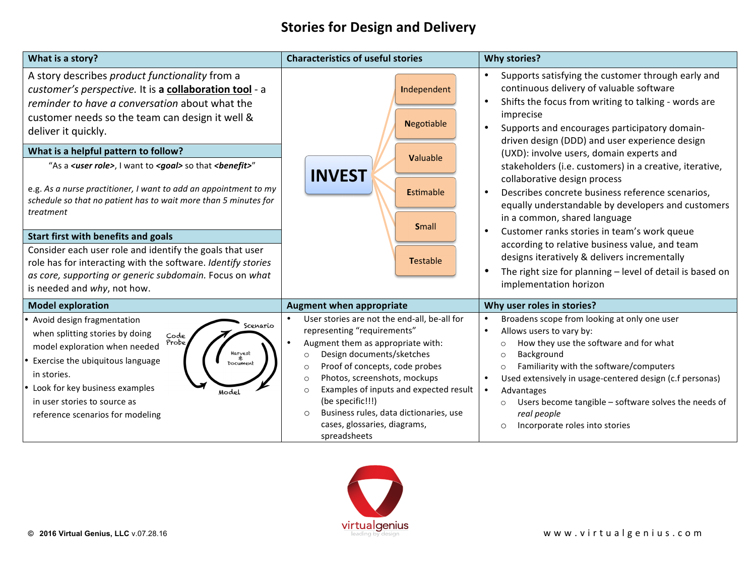# Stories for Design and Delivery

## What is a story?

A story describes *product functionality* from a *customer's perspective.* It is **a collaboration tool** - a *reminder to have a conversation* about what the customer needs so the team can design it well & deliver it quickly.

## What is a helpful pattern to follow?

"As a ***<user role>***, I want to ***<goal>*** so that ***<benefit>***"

e.g. *As a nurse practitioner, I want to add an appointment to my schedule so that no patient has to wait more than 5 minutes for treatment*

## Start first with benefits and goals

Consider each user role and identify the goals that user role has for interacting with the software. *Identify stories as core, supporting or generic subdomain.* Focus on *what* is needed and *why*, not how.

## Characteristics of useful stories

**INVEST**

- **I**ndependent
- **N**egotiable
- **V**aluable
- **E**stimable
- **S**mall
- **T**estable

## Why stories?

- Supports satisfying the customer through early and continuous delivery of valuable software
- Shifts the focus from writing to talking - words are imprecise
- Supports and encourages participatory domain-driven design (DDD) and user experience design (UXD): involve users, domain experts and stakeholders (i.e. customers) in a creative, iterative, collaborative design process
- Describes concrete business reference scenarios, equally understandable by developers and customers in a common, shared language
- Customer ranks stories in team's work queue according to relative business value, and team designs iteratively & delivers incrementally
- The right size for planning – level of detail is based on implementation horizon

## Model exploration

- Avoid design fragmentation when splitting stories by doing model exploration when needed
- Exercise the ubiquitous language in stories.
- Look for key business examples in user stories to source as reference scenarios for modeling

(Scenario → Harvest & Document → Model → Code Probe)

## Augment when appropriate

- User stories are not the end-all, be-all for representing "requirements"
- Augment them as appropriate with:
  - Design documents/sketches
  - Proof of concepts, code probes
  - Photos, screenshots, mockups
  - Examples of inputs and expected result (be specific!!!)
  - Business rules, data dictionaries, use cases, glossaries, diagrams, spreadsheets

## Why user roles in stories?

- Broadens scope from looking at only one user
- Allows users to vary by:
  - How they use the software and for what
  - Background
  - Familiarity with the software/computers
- Used extensively in usage-centered design (c.f personas)
- Advantages
  - Users become tangible – software solves the needs of *real people*
  - Incorporate roles into stories

© **2016 Virtual Genius, LLC** v.07.28.16

virtualgenius — leading by design

www.virtualgenius.com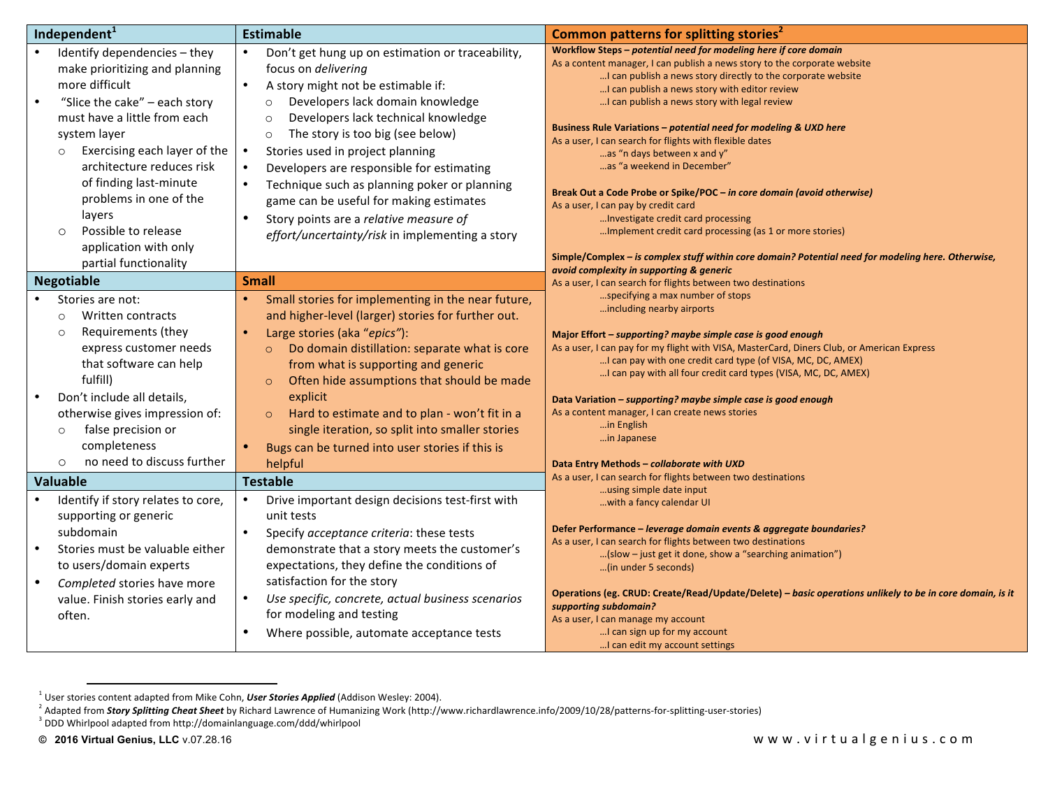## Independent[1]

- Identify dependencies – they make prioritizing and planning more difficult
- "Slice the cake" – each story must have a little from each system layer
  - Exercising each layer of the architecture reduces risk of finding last-minute problems in one of the layers
  - Possible to release application with only partial functionality

## Negotiable

- Stories are not:
  - Written contracts
  - Requirements (they express customer needs that software can help fulfill)
- Don't include all details, otherwise gives impression of:
  - false precision or completeness
  - no need to discuss further

## Valuable

- Identify if story relates to core, supporting or generic subdomain
- Stories must be valuable either to users/domain experts
- *Completed* stories have more value. Finish stories early and often.

## Estimable

- Don't get hung up on estimation or traceability, focus on *delivering*
- A story might not be estimable if:
  - Developers lack domain knowledge
  - Developers lack technical knowledge
  - The story is too big (see below)
- Stories used in project planning
- Developers are responsible for estimating
- Technique such as planning poker or planning game can be useful for making estimates
- Story points are a *relative measure of effort/uncertainty/risk* in implementing a story

## Small

- Small stories for implementing in the near future, and higher-level (larger) stories for further out.
- Large stories (aka "*epics*"):
  - Do domain distillation: separate what is core from what is supporting and generic
  - Often hide assumptions that should be made explicit
  - Hard to estimate and to plan - won't fit in a single iteration, so split into smaller stories
- Bugs can be turned into user stories if this is helpful

## Testable

- Drive important design decisions test-first with unit tests
- Specify *acceptance criteria*: these tests demonstrate that a story meets the customer's expectations, they define the conditions of satisfaction for the story
- *Use specific, concrete, actual business scenarios* for modeling and testing
- Where possible, automate acceptance tests

## Common patterns for splitting stories[2]

**Workflow Steps –** ***potential need for modeling here if core domain***

As a content manager, I can publish a news story to the corporate website

…I can publish a news story directly to the corporate website
…I can publish a news story with editor review
…I can publish a news story with legal review

**Business Rule Variations –** ***potential need for modeling & UXD here***

As a user, I can search for flights with flexible dates

…as "n days between x and y"
…as "a weekend in December"

**Break Out a Code Probe or Spike/POC –** ***in core domain (avoid otherwise)***

As a user, I can pay by credit card

…Investigate credit card processing
…Implement credit card processing (as 1 or more stories)

**Simple/Complex –** ***is complex stuff within core domain? Potential need for modeling here. Otherwise, avoid complexity in supporting & generic***

As a user, I can search for flights between two destinations

…specifying a max number of stops
…including nearby airports

**Major Effort –** ***supporting? maybe simple case is good enough***

As a user, I can pay for my flight with VISA, MasterCard, Diners Club, or American Express

…I can pay with one credit card type (of VISA, MC, DC, AMEX)
…I can pay with all four credit card types (VISA, MC, DC, AMEX)

**Data Variation –** ***supporting? maybe simple case is good enough***

As a content manager, I can create news stories

…in English
…in Japanese

**Data Entry Methods –** ***collaborate with UXD***

As a user, I can search for flights between two destinations

…using simple date input
…with a fancy calendar UI

**Defer Performance –** ***leverage domain events & aggregate boundaries?***

As a user, I can search for flights between two destinations

…(slow – just get it done, show a "searching animation")
…(in under 5 seconds)

**Operations (eg. CRUD: Create/Read/Update/Delete) –** ***basic operations unlikely to be in core domain, is it supporting subdomain?***

As a user, I can manage my account

…I can sign up for my account
…I can edit my account settings

---

[1] User stories content adapted from Mike Cohn, ***User Stories Applied*** (Addison Wesley: 2004).
[2] Adapted from ***Story Splitting Cheat Sheet*** by Richard Lawrence of Humanizing Work (http://www.richardlawrence.info/2009/10/28/patterns-for-splitting-user-stories)
[3] DDD Whirlpool adapted from http://domainlanguage.com/ddd/whirlpool

© **2016 Virtual Genius, LLC** v.07.28.16 www.virtualgenius.com